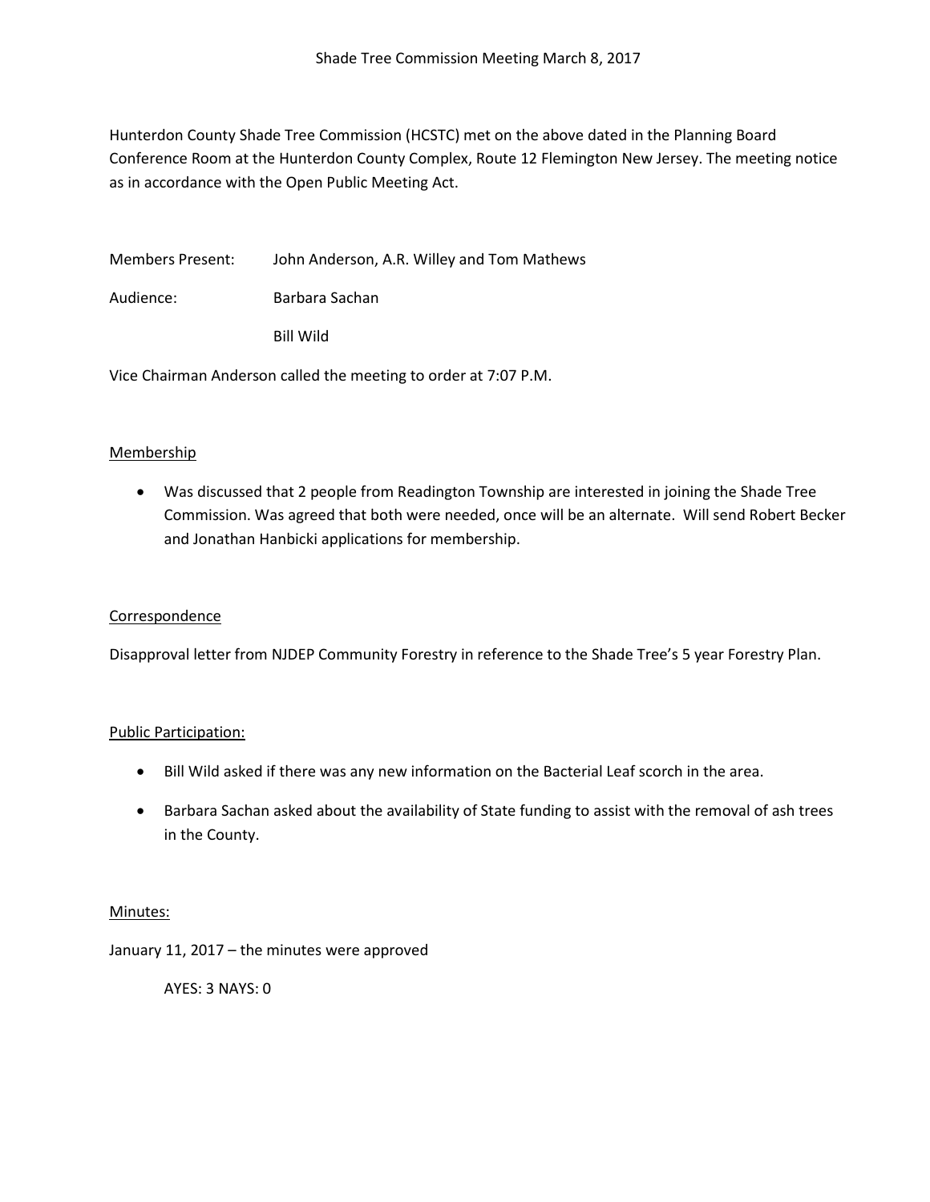# Shade Tree Commission Meeting March 8, 2017

Hunterdon County Shade Tree Commission (HCSTC) met on the above dated in the Planning Board Conference Room at the Hunterdon County Complex, Route 12 Flemington New Jersey. The meeting notice as in accordance with the Open Public Meeting Act.

Members Present: John Anderson, A.R. Willey and Tom Mathews

Audience: Barbara Sachan

Bill Wild

Vice Chairman Anderson called the meeting to order at 7:07 P.M.

## Membership

- Was discussed that 2 people from Readington Township are interested in joining the Shade Tree Commission. Was agreed that both were needed, once will be an alternate. Will send Robert Becker and Jonathan Hanbicki applications for membership.

## Correspondence

Disapproval letter from NJDEP Community Forestry in reference to the Shade Tree's 5 year Forestry Plan.

## Public Participation:

- Bill Wild asked if there was any new information on the Bacterial Leaf scorch in the area.
- Barbara Sachan asked about the availability of State funding to assist with the removal of ash trees in the County.

## Minutes:

January 11, 2017 – the minutes were approved

AYES: 3 NAYS: 0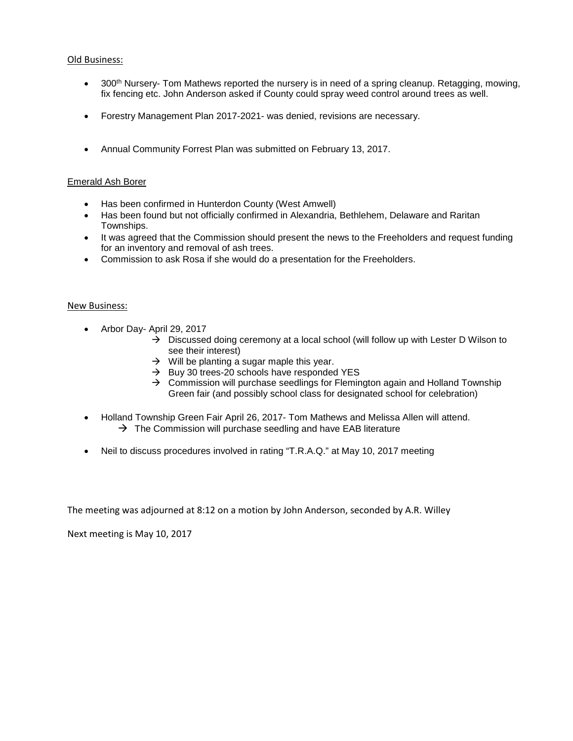Old Business:

- 300th Nursery- Tom Mathews reported the nursery is in need of a spring cleanup. Retagging, mowing, fix fencing etc. John Anderson asked if County could spray weed control around trees as well.

- Forestry Management Plan 2017-2021- was denied, revisions are necessary.

- Annual Community Forrest Plan was submitted on February 13, 2017.

Emerald Ash Borer

- Has been confirmed in Hunterdon County (West Amwell)
- Has been found but not officially confirmed in Alexandria, Bethlehem, Delaware and Raritan Townships.
- It was agreed that the Commission should present the news to the Freeholders and request funding for an inventory and removal of ash trees.
- Commission to ask Rosa if she would do a presentation for the Freeholders.

New Business:

- Arbor Day- April 29, 2017
  - → Discussed doing ceremony at a local school (will follow up with Lester D Wilson to see their interest)
  - → Will be planting a sugar maple this year.
  - → Buy 30 trees-20 schools have responded YES
  - → Commission will purchase seedlings for Flemington again and Holland Township Green fair (and possibly school class for designated school for celebration)

- Holland Township Green Fair April 26, 2017- Tom Mathews and Melissa Allen will attend.
  - → The Commission will purchase seedling and have EAB literature

- Neil to discuss procedures involved in rating "T.R.A.Q." at May 10, 2017 meeting

The meeting was adjourned at 8:12 on a motion by John Anderson, seconded by A.R. Willey

Next meeting is May 10, 2017